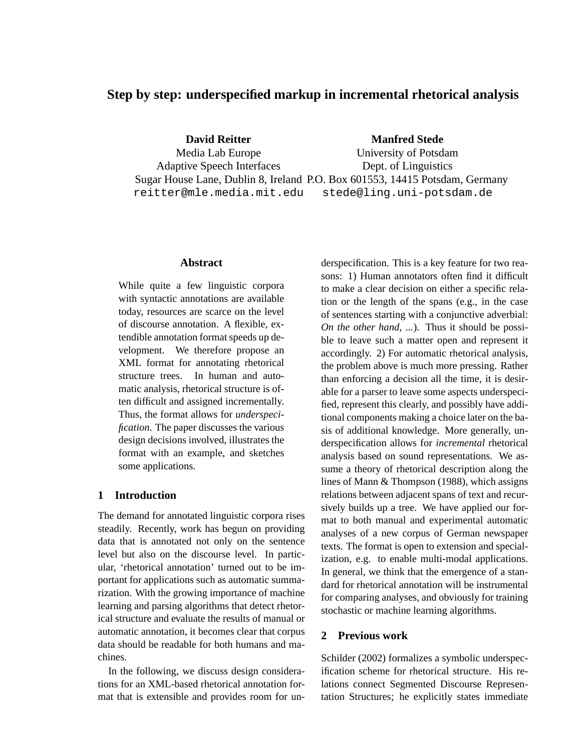# Step by step: underspecified markup in incremental rhetorical analysis

**David Reitter**
Media Lab Europe
Adaptive Speech Interfaces
Sugar House Lane, Dublin 8, Ireland
reitter@mle.media.mit.edu

**Manfred Stede**
University of Potsdam
Dept. of Linguistics
P.O. Box 601553, 14415 Potsdam, Germany
stede@ling.uni-potsdam.de

## Abstract

While quite a few linguistic corpora with syntactic annotations are available today, resources are scarce on the level of discourse annotation. A flexible, extendible annotation format speeds up development. We therefore propose an XML format for annotating rhetorical structure trees. In human and automatic analysis, rhetorical structure is often difficult and assigned incrementally. Thus, the format allows for *underspecification*. The paper discusses the various design decisions involved, illustrates the format with an example, and sketches some applications.

## 1 Introduction

The demand for annotated linguistic corpora rises steadily. Recently, work has begun on providing data that is annotated not only on the sentence level but also on the discourse level. In particular, 'rhetorical annotation' turned out to be important for applications such as automatic summarization. With the growing importance of machine learning and parsing algorithms that detect rhetorical structure and evaluate the results of manual or automatic annotation, it becomes clear that corpus data should be readable for both humans and machines.

In the following, we discuss design considerations for an XML-based rhetorical annotation format that is extensible and provides room for underspecification. This is a key feature for two reasons: 1) Human annotators often find it difficult to make a clear decision on either a specific relation or the length of the spans (e.g., in the case of sentences starting with a conjunctive adverbial: *On the other hand, ...*). Thus it should be possible to leave such a matter open and represent it accordingly. 2) For automatic rhetorical analysis, the problem above is much more pressing. Rather than enforcing a decision all the time, it is desirable for a parser to leave some aspects underspecified, represent this clearly, and possibly have additional components making a choice later on the basis of additional knowledge. More generally, underspecification allows for *incremental* rhetorical analysis based on sound representations. We assume a theory of rhetorical description along the lines of Mann & Thompson (1988), which assigns relations between adjacent spans of text and recursively builds up a tree. We have applied our format to both manual and experimental automatic analyses of a new corpus of German newspaper texts. The format is open to extension and specialization, e.g. to enable multi-modal applications. In general, we think that the emergence of a standard for rhetorical annotation will be instrumental for comparing analyses, and obviously for training stochastic or machine learning algorithms.

## 2 Previous work

Schilder (2002) formalizes a symbolic underspecification scheme for rhetorical structure. His relations connect Segmented Discourse Representation Structures; he explicitly states immediate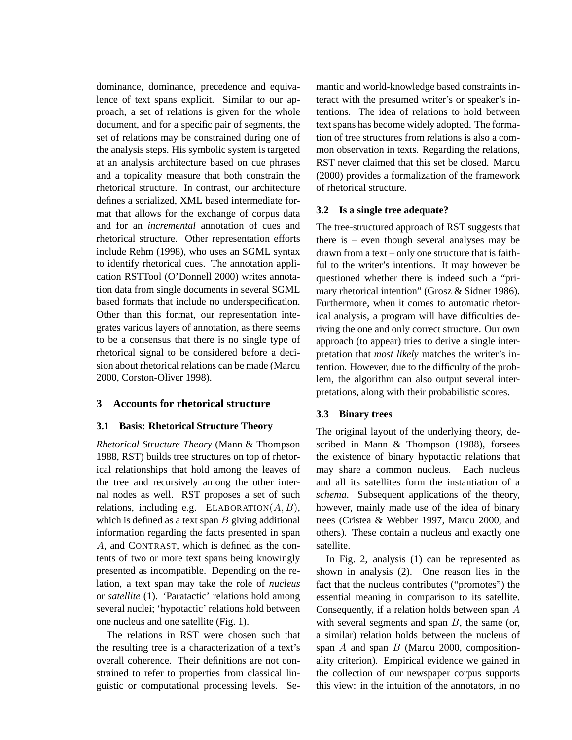dominance, dominance, precedence and equivalence of text spans explicit. Similar to our approach, a set of relations is given for the whole document, and for a specific pair of segments, the set of relations may be constrained during one of the analysis steps. His symbolic system is targeted at an analysis architecture based on cue phrases and a topicality measure that both constrain the rhetorical structure. In contrast, our architecture defines a serialized, XML based intermediate format that allows for the exchange of corpus data and for an *incremental* annotation of cues and rhetorical structure. Other representation efforts include Rehm (1998), who uses an SGML syntax to identify rhetorical cues. The annotation application RSTTool (O'Donnell 2000) writes annotation data from single documents in several SGML based formats that include no underspecification. Other than this format, our representation integrates various layers of annotation, as there seems to be a consensus that there is no single type of rhetorical signal to be considered before a decision about rhetorical relations can be made (Marcu 2000, Corston-Oliver 1998).

## 3 Accounts for rhetorical structure

### 3.1 Basis: Rhetorical Structure Theory

*Rhetorical Structure Theory* (Mann & Thompson 1988, RST) builds tree structures on top of rhetorical relationships that hold among the leaves of the tree and recursively among the other internal nodes as well. RST proposes a set of such relations, including e.g. ELABORATION$(A, B)$, which is defined as a text span $B$ giving additional information regarding the facts presented in span $A$, and CONTRAST, which is defined as the contents of two or more text spans being knowingly presented as incompatible. Depending on the relation, a text span may take the role of *nucleus* or *satellite* (1). 'Paratactic' relations hold among several nuclei; 'hypotactic' relations hold between one nucleus and one satellite (Fig. 1).

The relations in RST were chosen such that the resulting tree is a characterization of a text's overall coherence. Their definitions are not constrained to refer to properties from classical linguistic or computational processing levels. Semantic and world-knowledge based constraints interact with the presumed writer's or speaker's intentions. The idea of relations to hold between text spans has become widely adopted. The formation of tree structures from relations is also a common observation in texts. Regarding the relations, RST never claimed that this set be closed. Marcu (2000) provides a formalization of the framework of rhetorical structure.

### 3.2 Is a single tree adequate?

The tree-structured approach of RST suggests that there is – even though several analyses may be drawn from a text – only one structure that is faithful to the writer's intentions. It may however be questioned whether there is indeed such a "primary rhetorical intention" (Grosz & Sidner 1986). Furthermore, when it comes to automatic rhetorical analysis, a program will have difficulties deriving the one and only correct structure. Our own approach (to appear) tries to derive a single interpretation that *most likely* matches the writer's intention. However, due to the difficulty of the problem, the algorithm can also output several interpretations, along with their probabilistic scores.

### 3.3 Binary trees

The original layout of the underlying theory, described in Mann & Thompson (1988), forsees the existence of binary hypotactic relations that may share a common nucleus. Each nucleus and all its satellites form the instantiation of a *schema*. Subsequent applications of the theory, however, mainly made use of the idea of binary trees (Cristea & Webber 1997, Marcu 2000, and others). These contain a nucleus and exactly one satellite.

In Fig. 2, analysis (1) can be represented as shown in analysis (2). One reason lies in the fact that the nucleus contributes ("promotes") the essential meaning in comparison to its satellite. Consequently, if a relation holds between span $A$ with several segments and span $B$, the same (or, a similar) relation holds between the nucleus of span $A$ and span $B$ (Marcu 2000, compositionality criterion). Empirical evidence we gained in the collection of our newspaper corpus supports this view: in the intuition of the annotators, in no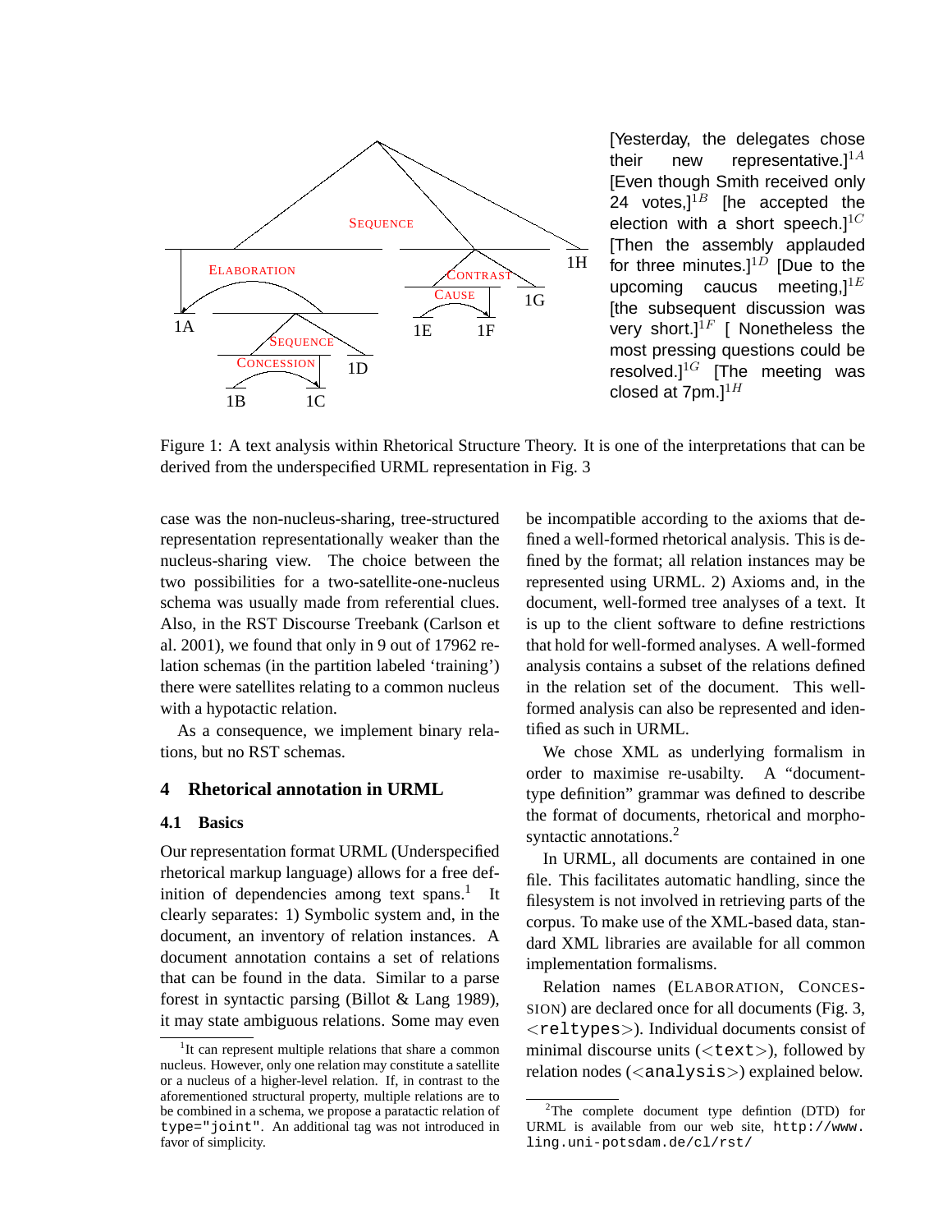[Yesterday, the delegates chose their new representative.][1A] [Even though Smith received only 24 votes,][1B] [he accepted the election with a short speech.][1C] [Then the assembly applauded for three minutes.][1D] [Due to the upcoming caucus meeting,][1E] [the subsequent discussion was very short.][1F] [ Nonetheless the most pressing questions could be resolved.][1G] [The meeting was closed at 7pm.][1H]

Figure 1: A text analysis within Rhetorical Structure Theory. It is one of the interpretations that can be derived from the underspecified URML representation in Fig. 3

case was the non-nucleus-sharing, tree-structured representation representationally weaker than the nucleus-sharing view. The choice between the two possibilities for a two-satellite-one-nucleus schema was usually made from referential clues. Also, in the RST Discourse Treebank (Carlson et al. 2001), we found that only in 9 out of 17962 relation schemas (in the partition labeled 'training') there were satellites relating to a common nucleus with a hypotactic relation.

As a consequence, we implement binary relations, but no RST schemas.

## 4 Rhetorical annotation in URML

### 4.1 Basics

Our representation format URML (Underspecified rhetorical markup language) allows for a free definition of dependencies among text spans.[1] It clearly separates: 1) Symbolic system and, in the document, an inventory of relation instances. A document annotation contains a set of relations that can be found in the data. Similar to a parse forest in syntactic parsing (Billot & Lang 1989), it may state ambiguous relations. Some may even be incompatible according to the axioms that defined a well-formed rhetorical analysis. This is defined by the format; all relation instances may be represented using URML. 2) Axioms and, in the document, well-formed tree analyses of a text. It is up to the client software to define restrictions that hold for well-formed analyses. A well-formed analysis contains a subset of the relations defined in the relation set of the document. This well-formed analysis can also be represented and identified as such in URML.

We chose XML as underlying formalism in order to maximise re-usabilty. A "document-type definition" grammar was defined to describe the format of documents, rhetorical and morpho-syntactic annotations.[2]

In URML, all documents are contained in one file. This facilitates automatic handling, since the filesystem is not involved in retrieving parts of the corpus. To make use of the XML-based data, standard XML libraries are available for all common implementation formalisms.

Relation names (ELABORATION, CONCESSION) are declared once for all documents (Fig. 3, `<reltypes>`). Individual documents consist of minimal discourse units (`<text>`), followed by relation nodes (`<analysis>`) explained below.

[1] It can represent multiple relations that share a common nucleus. However, only one relation may constitute a satellite or a nucleus of a higher-level relation. If, in contrast to the aforementioned structural property, multiple relations are to be combined in a schema, we propose a paratactic relation of `type="joint"`. An additional tag was not introduced in favor of simplicity.

[2] The complete document type defintion (DTD) for URML is available from our web site, `http://www.ling.uni-potsdam.de/cl/rst/`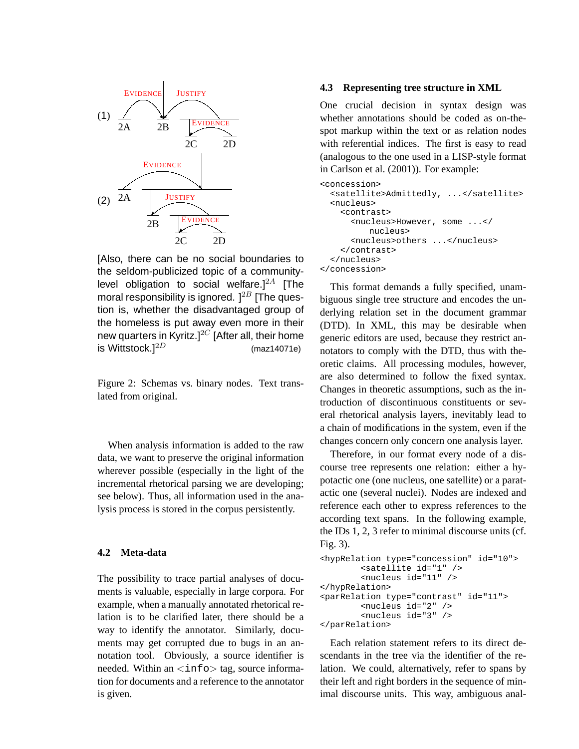(1) 2A 2B 2C 2D — EVIDENCE, JUSTIFY, EVIDENCE

(2) 2A 2B 2C 2D — EVIDENCE, JUSTIFY, EVIDENCE

[Also, there can be no social boundaries to the seldom-publicized topic of a community-level obligation to social welfare.]$^{2A}$ [The moral responsibility is ignored. ]$^{2B}$ [The question is, whether the disadvantaged group of the homeless is put away even more in their new quarters in Kyritz.]$^{2C}$ [After all, their home is Wittstock.]$^{2D}$ (maz14071e)

Figure 2: Schemas vs. binary nodes. Text translated from original.

When analysis information is added to the raw data, we want to preserve the original information wherever possible (especially in the light of the incremental rhetorical parsing we are developing; see below). Thus, all information used in the analysis process is stored in the corpus persistently.

### 4.2 Meta-data

The possibility to trace partial analyses of documents is valuable, especially in large corpora. For example, when a manually annotated rhetorical relation is to be clarified later, there should be a way to identify the annotator. Similarly, documents may get corrupted due to bugs in an annotation tool. Obviously, a source identifier is needed. Within an <info> tag, source information for documents and a reference to the annotator is given.

### 4.3 Representing tree structure in XML

One crucial decision in syntax design was whether annotations should be coded as on-the-spot markup within the text or as relation nodes with referential indices. The first is easy to read (analogous to the one used in a LISP-style format in Carlson et al. (2001)). For example:

```
<concession>
  <satellite>Admittedly, ...</satellite>
  <nucleus>
    <contrast>
      <nucleus>However, some ...</
          nucleus>
      <nucleus>others ...</nucleus>
    </contrast>
  </nucleus>
</concession>
```

This format demands a fully specified, unambiguous single tree structure and encodes the underlying relation set in the document grammar (DTD). In XML, this may be desirable when generic editors are used, because they restrict annotators to comply with the DTD, thus with theoretic claims. All processing modules, however, are also determined to follow the fixed syntax. Changes in theoretic assumptions, such as the introduction of discontinuous constituents or several rhetorical analysis layers, inevitably lead to a chain of modifications in the system, even if the changes concern only concern one analysis layer.

Therefore, in our format every node of a discourse tree represents one relation: either a hypotactic one (one nucleus, one satellite) or a paratactic one (several nuclei). Nodes are indexed and reference each other to express references to the according text spans. In the following example, the IDs 1, 2, 3 refer to minimal discourse units (cf. Fig. 3).

```
<hypRelation type="concession" id="10">
        <satellite id="1" />
        <nucleus id="11" />
</hypRelation>
<parRelation type="contrast" id="11">
        <nucleus id="2" />
        <nucleus id="3" />
</parRelation>
```

Each relation statement refers to its direct descendants in the tree via the identifier of the relation. We could, alternatively, refer to spans by their left and right borders in the sequence of minimal discourse units. This way, ambiguous anal-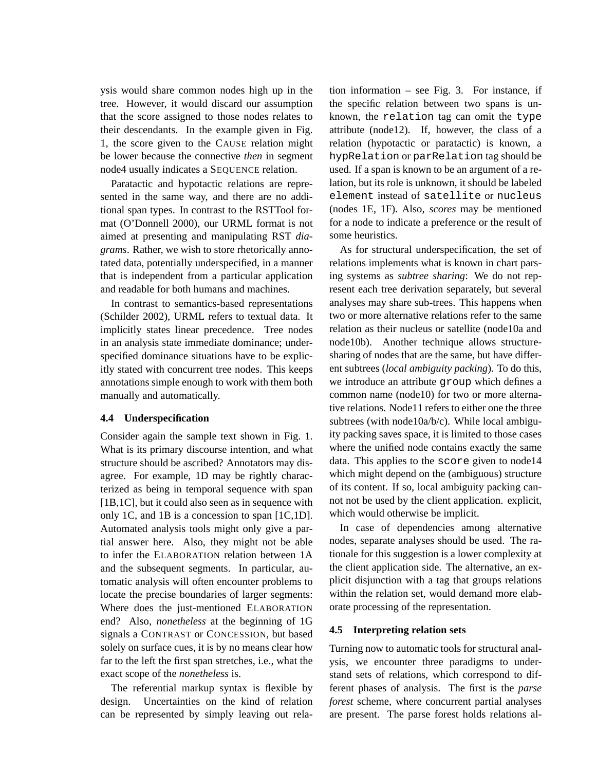ysis would share common nodes high up in the tree. However, it would discard our assumption that the score assigned to those nodes relates to their descendants. In the example given in Fig. 1, the score given to the CAUSE relation might be lower because the connective *then* in segment node4 usually indicates a SEQUENCE relation.

Paratactic and hypotactic relations are represented in the same way, and there are no additional span types. In contrast to the RSTTool format (O'Donnell 2000), our URML format is not aimed at presenting and manipulating RST *diagrams*. Rather, we wish to store rhetorically annotated data, potentially underspecified, in a manner that is independent from a particular application and readable for both humans and machines.

In contrast to semantics-based representations (Schilder 2002), URML refers to textual data. It implicitly states linear precedence. Tree nodes in an analysis state immediate dominance; underspecified dominance situations have to be explicitly stated with concurrent tree nodes. This keeps annotations simple enough to work with them both manually and automatically.

### 4.4 Underspecification

Consider again the sample text shown in Fig. 1. What is its primary discourse intention, and what structure should be ascribed? Annotators may disagree. For example, 1D may be rightly characterized as being in temporal sequence with span [1B,1C], but it could also seen as in sequence with only 1C, and 1B is a concession to span [1C,1D]. Automated analysis tools might only give a partial answer here. Also, they might not be able to infer the ELABORATION relation between 1A and the subsequent segments. In particular, automatic analysis will often encounter problems to locate the precise boundaries of larger segments: Where does the just-mentioned ELABORATION end? Also, *nonetheless* at the beginning of 1G signals a CONTRAST or CONCESSION, but based solely on surface cues, it is by no means clear how far to the left the first span stretches, i.e., what the exact scope of the *nonetheless* is.

The referential markup syntax is flexible by design. Uncertainties on the kind of relation can be represented by simply leaving out relation information – see Fig. 3. For instance, if the specific relation between two spans is unknown, the `relation` tag can omit the `type` attribute (node12). If, however, the class of a relation (hypotactic or paratactic) is known, a `hypRelation` or `parRelation` tag should be used. If a span is known to be an argument of a relation, but its role is unknown, it should be labeled `element` instead of `satellite` or `nucleus` (nodes 1E, 1F). Also, *scores* may be mentioned for a node to indicate a preference or the result of some heuristics.

As for structural underspecification, the set of relations implements what is known in chart parsing systems as *subtree sharing*: We do not represent each tree derivation separately, but several analyses may share sub-trees. This happens when two or more alternative relations refer to the same relation as their nucleus or satellite (node10a and node10b). Another technique allows structure-sharing of nodes that are the same, but have different subtrees (*local ambiguity packing*). To do this, we introduce an attribute `group` which defines a common name (node10) for two or more alternative relations. Node11 refers to either one the three subtrees (with node10a/b/c). While local ambiguity packing saves space, it is limited to those cases where the unified node contains exactly the same data. This applies to the `score` given to node14 which might depend on the (ambiguous) structure of its content. If so, local ambiguity packing cannot not be used by the client application. explicit, which would otherwise be implicit.

In case of dependencies among alternative nodes, separate analyses should be used. The rationale for this suggestion is a lower complexity at the client application side. The alternative, an explicit disjunction with a tag that groups relations within the relation set, would demand more elaborate processing of the representation.

### 4.5 Interpreting relation sets

Turning now to automatic tools for structural analysis, we encounter three paradigms to understand sets of relations, which correspond to different phases of analysis. The first is the *parse forest* scheme, where concurrent partial analyses are present. The parse forest holds relations al-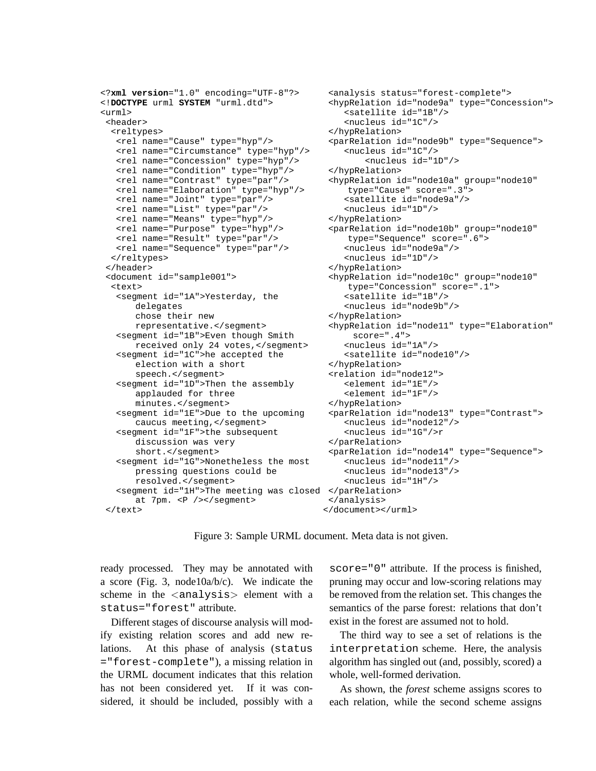```
<?xml version="1.0" encoding="UTF-8"?>
<!DOCTYPE urml SYSTEM "urml.dtd">
<urml>
 <header>
  <reltypes>
   <rel name="Cause" type="hyp"/>
   <rel name="Circumstance" type="hyp"/>
   <rel name="Concession" type="hyp"/>
   <rel name="Condition" type="hyp"/>
   <rel name="Contrast" type="par"/>
   <rel name="Elaboration" type="hyp"/>
   <rel name="Joint" type="par"/>
   <rel name="List" type="par"/>
   <rel name="Means" type="hyp"/>
   <rel name="Purpose" type="hyp"/>
   <rel name="Result" type="par"/>
   <rel name="Sequence" type="par"/>
  </reltypes>
 </header>
 <document id="sample001">
  <text>
   <segment id="1A">Yesterday, the
       delegates
       chose their new
       representative.</segment>
   <segment id="1B">Even though Smith
       received only 24 votes,</segment>
   <segment id="1C">he accepted the
       election with a short
       speech.</segment>
   <segment id="1D">Then the assembly
       applauded for three
       minutes.</segment>
   <segment id="1E">Due to the upcoming
       caucus meeting,</segment>
   <segment id="1F">the subsequent
       discussion was very
       short.</segment>
   <segment id="1G">Nonetheless the most
       pressing questions could be
       resolved.</segment>
   <segment id="1H">The meeting was closed
       at 7pm. <P /></segment>
 </text>
 <analysis status="forest-complete">
 <hypRelation id="node9a" type="Concession">
    <satellite id="1B"/>
    <nucleus id="1C"/>
 </hypRelation>
 <parRelation id="node9b" type="Sequence">
    <nucleus id="1C"/>
        <nucleus id="1D"/>
 </hypRelation>
 <hypRelation id="node10a" group="node10"
     type="Cause" score=".3">
    <satellite id="node9a"/>
    <nucleus id="1D"/>
 </hypRelation>
 <parRelation id="node10b" group="node10"
     type="Sequence" score=".6">
    <nucleus id="node9a"/>
    <nucleus id="1D"/>
 </hypRelation>
 <hypRelation id="node10c" group="node10"
     type="Concession" score=".1">
    <satellite id="1B"/>
    <nucleus id="node9b"/>
 </hypRelation>
 <hypRelation id="node11" type="Elaboration"
      score=".4">
    <nucleus id="1A"/>
    <satellite id="node10"/>
 </hypRelation>
 <relation id="node12">
    <element id="1E"/>
    <element id="1F"/>
 </hypRelation>
 <parRelation id="node13" type="Contrast">
    <nucleus id="node12"/>
    <nucleus id="1G"/>r
 </parRelation>
 <parRelation id="node14" type="Sequence">
    <nucleus id="node11"/>
    <nucleus id="node13"/>
    <nucleus id="1H"/>
 </parRelation>
 </analysis>
</document></urml>
```

Figure 3: Sample URML document. Meta data is not given.

ready processed. They may be annotated with a score (Fig. 3, node10a/b/c). We indicate the scheme in the <`analysis`> element with a `status="forest"` attribute.

Different stages of discourse analysis will modify existing relation scores and add new relations. At this phase of analysis (`status ="forest-complete"`), a missing relation in the URML document indicates that this relation has not been considered yet. If it was considered, it should be included, possibly with a `score="0"` attribute. If the process is finished, pruning may occur and low-scoring relations may be removed from the relation set. This changes the semantics of the parse forest: relations that don't exist in the forest are assumed not to hold.

The third way to see a set of relations is the `interpretation` scheme. Here, the analysis algorithm has singled out (and, possibly, scored) a whole, well-formed derivation.

As shown, the *forest* scheme assigns scores to each relation, while the second scheme assigns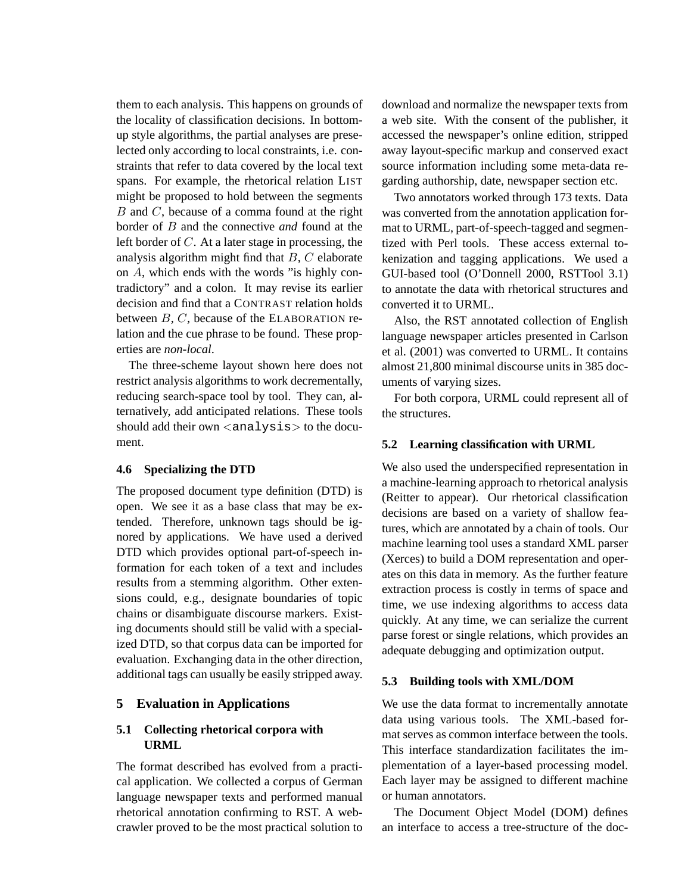them to each analysis. This happens on grounds of the locality of classification decisions. In bottom-up style algorithms, the partial analyses are preselected only according to local constraints, i.e. constraints that refer to data covered by the local text spans. For example, the rhetorical relation LIST might be proposed to hold between the segments $B$ and $C$, because of a comma found at the right border of $B$ and the connective *and* found at the left border of $C$. At a later stage in processing, the analysis algorithm might find that $B$, $C$ elaborate on $A$, which ends with the words "is highly contradictory" and a colon. It may revise its earlier decision and find that a CONTRAST relation holds between $B$, $C$, because of the ELABORATION relation and the cue phrase to be found. These properties are *non-local*.

The three-scheme layout shown here does not restrict analysis algorithms to work decrementally, reducing search-space tool by tool. They can, alternatively, add anticipated relations. These tools should add their own <analysis> to the document.

### 4.6 Specializing the DTD

The proposed document type definition (DTD) is open. We see it as a base class that may be extended. Therefore, unknown tags should be ignored by applications. We have used a derived DTD which provides optional part-of-speech information for each token of a text and includes results from a stemming algorithm. Other extensions could, e.g., designate boundaries of topic chains or disambiguate discourse markers. Existing documents should still be valid with a specialized DTD, so that corpus data can be imported for evaluation. Exchanging data in the other direction, additional tags can usually be easily stripped away.

## 5 Evaluation in Applications

### 5.1 Collecting rhetorical corpora with URML

The format described has evolved from a practical application. We collected a corpus of German language newspaper texts and performed manual rhetorical annotation confirming to RST. A web-crawler proved to be the most practical solution to download and normalize the newspaper texts from a web site. With the consent of the publisher, it accessed the newspaper's online edition, stripped away layout-specific markup and conserved exact source information including some meta-data regarding authorship, date, newspaper section etc.

Two annotators worked through 173 texts. Data was converted from the annotation application format to URML, part-of-speech-tagged and segmentized with Perl tools. These access external tokenization and tagging applications. We used a GUI-based tool (O'Donnell 2000, RSTTool 3.1) to annotate the data with rhetorical structures and converted it to URML.

Also, the RST annotated collection of English language newspaper articles presented in Carlson et al. (2001) was converted to URML. It contains almost 21,800 minimal discourse units in 385 documents of varying sizes.

For both corpora, URML could represent all of the structures.

### 5.2 Learning classification with URML

We also used the underspecified representation in a machine-learning approach to rhetorical analysis (Reitter to appear). Our rhetorical classification decisions are based on a variety of shallow features, which are annotated by a chain of tools. Our machine learning tool uses a standard XML parser (Xerces) to build a DOM representation and operates on this data in memory. As the further feature extraction process is costly in terms of space and time, we use indexing algorithms to access data quickly. At any time, we can serialize the current parse forest or single relations, which provides an adequate debugging and optimization output.

### 5.3 Building tools with XML/DOM

We use the data format to incrementally annotate data using various tools. The XML-based format serves as common interface between the tools. This interface standardization facilitates the implementation of a layer-based processing model. Each layer may be assigned to different machine or human annotators.

The Document Object Model (DOM) defines an interface to access a tree-structure of the doc-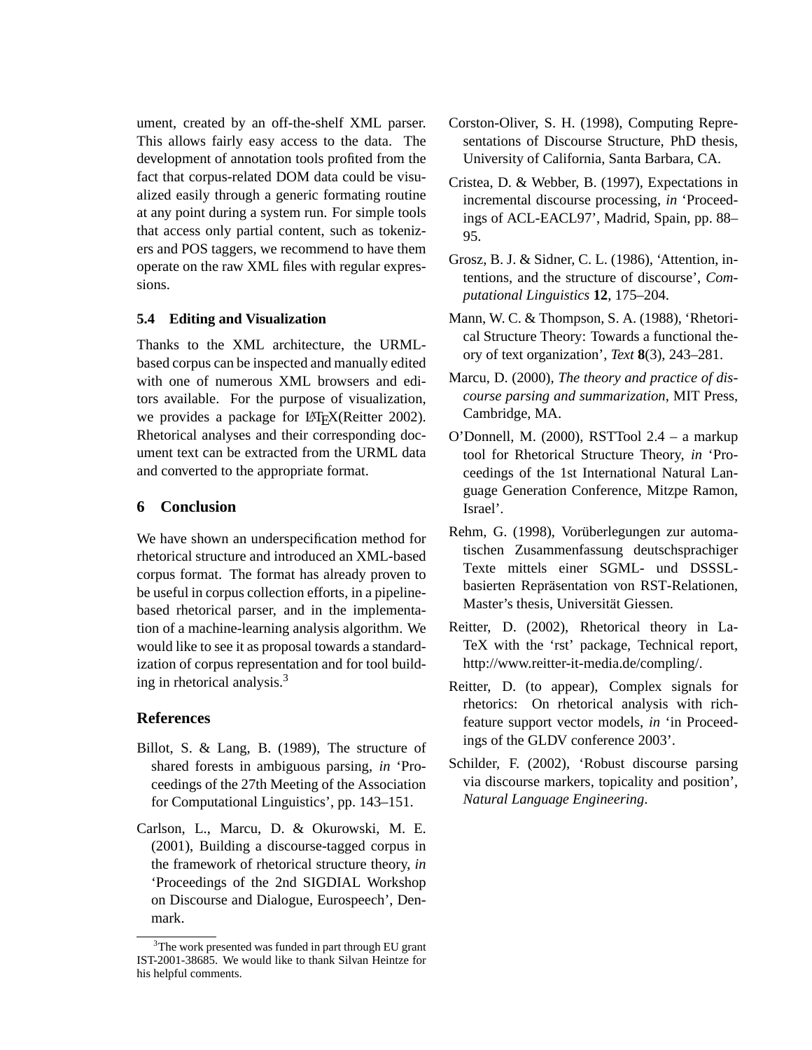ument, created by an off-the-shelf XML parser. This allows fairly easy access to the data. The development of annotation tools profited from the fact that corpus-related DOM data could be visualized easily through a generic formating routine at any point during a system run. For simple tools that access only partial content, such as tokenizers and POS taggers, we recommend to have them operate on the raw XML files with regular expressions.

### 5.4 Editing and Visualization

Thanks to the XML architecture, the URML-based corpus can be inspected and manually edited with one of numerous XML browsers and editors available. For the purpose of visualization, we provides a package for LaTeX(Reitter 2002). Rhetorical analyses and their corresponding document text can be extracted from the URML data and converted to the appropriate format.

## 6 Conclusion

We have shown an underspecification method for rhetorical structure and introduced an XML-based corpus format. The format has already proven to be useful in corpus collection efforts, in a pipeline-based rhetorical parser, and in the implementation of a machine-learning analysis algorithm. We would like to see it as proposal towards a standardization of corpus representation and for tool building in rhetorical analysis.[3]

## References

Billot, S. & Lang, B. (1989), The structure of shared forests in ambiguous parsing, *in* 'Proceedings of the 27th Meeting of the Association for Computational Linguistics', pp. 143–151.

Carlson, L., Marcu, D. & Okurowski, M. E. (2001), Building a discourse-tagged corpus in the framework of rhetorical structure theory, *in* 'Proceedings of the 2nd SIGDIAL Workshop on Discourse and Dialogue, Eurospeech', Denmark.

Corston-Oliver, S. H. (1998), Computing Representations of Discourse Structure, PhD thesis, University of California, Santa Barbara, CA.

Cristea, D. & Webber, B. (1997), Expectations in incremental discourse processing, *in* 'Proceedings of ACL-EACL97', Madrid, Spain, pp. 88–95.

Grosz, B. J. & Sidner, C. L. (1986), 'Attention, intentions, and the structure of discourse', *Computational Linguistics* **12**, 175–204.

Mann, W. C. & Thompson, S. A. (1988), 'Rhetorical Structure Theory: Towards a functional theory of text organization', *Text* **8**(3), 243–281.

Marcu, D. (2000), *The theory and practice of discourse parsing and summarization*, MIT Press, Cambridge, MA.

O'Donnell, M. (2000), RSTTool 2.4 – a markup tool for Rhetorical Structure Theory, *in* 'Proceedings of the 1st International Natural Language Generation Conference, Mitzpe Ramon, Israel'.

Rehm, G. (1998), Vorüberlegungen zur automatischen Zusammenfassung deutschsprachiger Texte mittels einer SGML- und DSSSL-basierten Repräsentation von RST-Relationen, Master's thesis, Universität Giessen.

Reitter, D. (2002), Rhetorical theory in LaTeX with the 'rst' package, Technical report, http://www.reitter-it-media.de/compling/.

Reitter, D. (to appear), Complex signals for rhetorics: On rhetorical analysis with rich-feature support vector models, *in* 'Proceedings of the GLDV conference 2003'.

Schilder, F. (2002), 'Robust discourse parsing via discourse markers, topicality and position', *Natural Language Engineering*.

[3] The work presented was funded in part through EU grant IST-2001-38685. We would like to thank Silvan Heintze for his helpful comments.